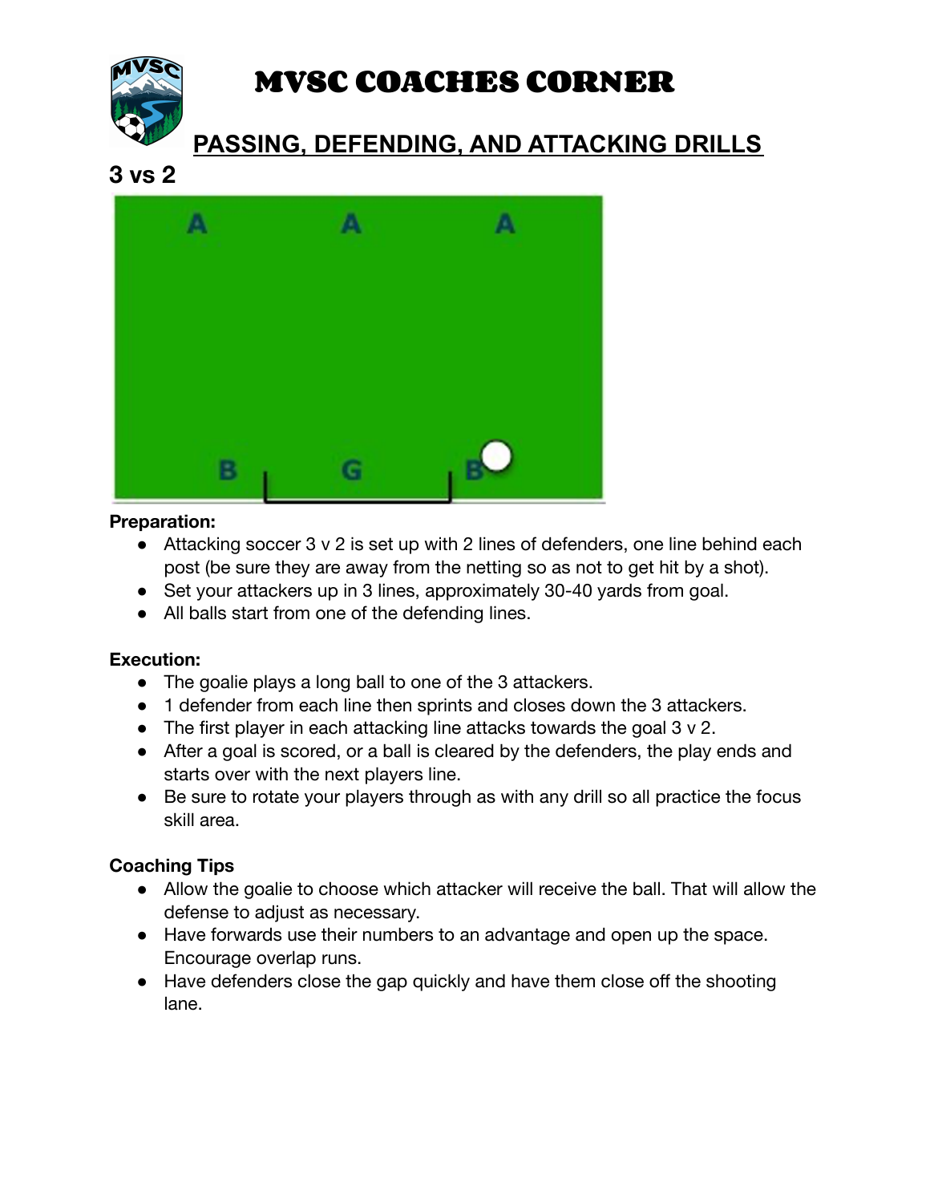# MVSC COACHES CORNER

## PASSING, DEFENDING, AND ATTACKING DRILLS

### 3 vs 2

**Preparation:**

- Attacking soccer 3 v 2 is set up with 2 lines of defenders, one line behind each post (be sure they are away from the netting so as not to get hit by a shot).
- Set your attackers up in 3 lines, approximately 30-40 yards from goal.
- All balls start from one of the defending lines.

**Execution:**

- The goalie plays a long ball to one of the 3 attackers.
- 1 defender from each line then sprints and closes down the 3 attackers.
- The first player in each attacking line attacks towards the goal 3 v 2.
- After a goal is scored, or a ball is cleared by the defenders, the play ends and starts over with the next players line.
- Be sure to rotate your players through as with any drill so all practice the focus skill area.

**Coaching Tips**

- Allow the goalie to choose which attacker will receive the ball. That will allow the defense to adjust as necessary.
- Have forwards use their numbers to an advantage and open up the space. Encourage overlap runs.
- Have defenders close the gap quickly and have them close off the shooting lane.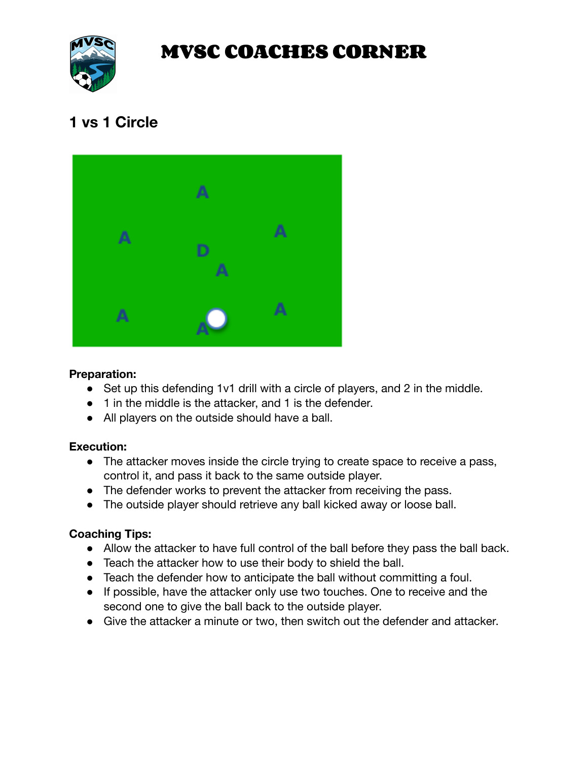# MVSC COACHES CORNER

## 1 vs 1 Circle

A
A A
D
A
A A
A

**Preparation:**

- Set up this defending 1v1 drill with a circle of players, and 2 in the middle.
- 1 in the middle is the attacker, and 1 is the defender.
- All players on the outside should have a ball.

**Execution:**

- The attacker moves inside the circle trying to create space to receive a pass, control it, and pass it back to the same outside player.
- The defender works to prevent the attacker from receiving the pass.
- The outside player should retrieve any ball kicked away or loose ball.

**Coaching Tips:**

- Allow the attacker to have full control of the ball before they pass the ball back.
- Teach the attacker how to use their body to shield the ball.
- Teach the defender how to anticipate the ball without committing a foul.
- If possible, have the attacker only use two touches. One to receive and the second one to give the ball back to the outside player.
- Give the attacker a minute or two, then switch out the defender and attacker.